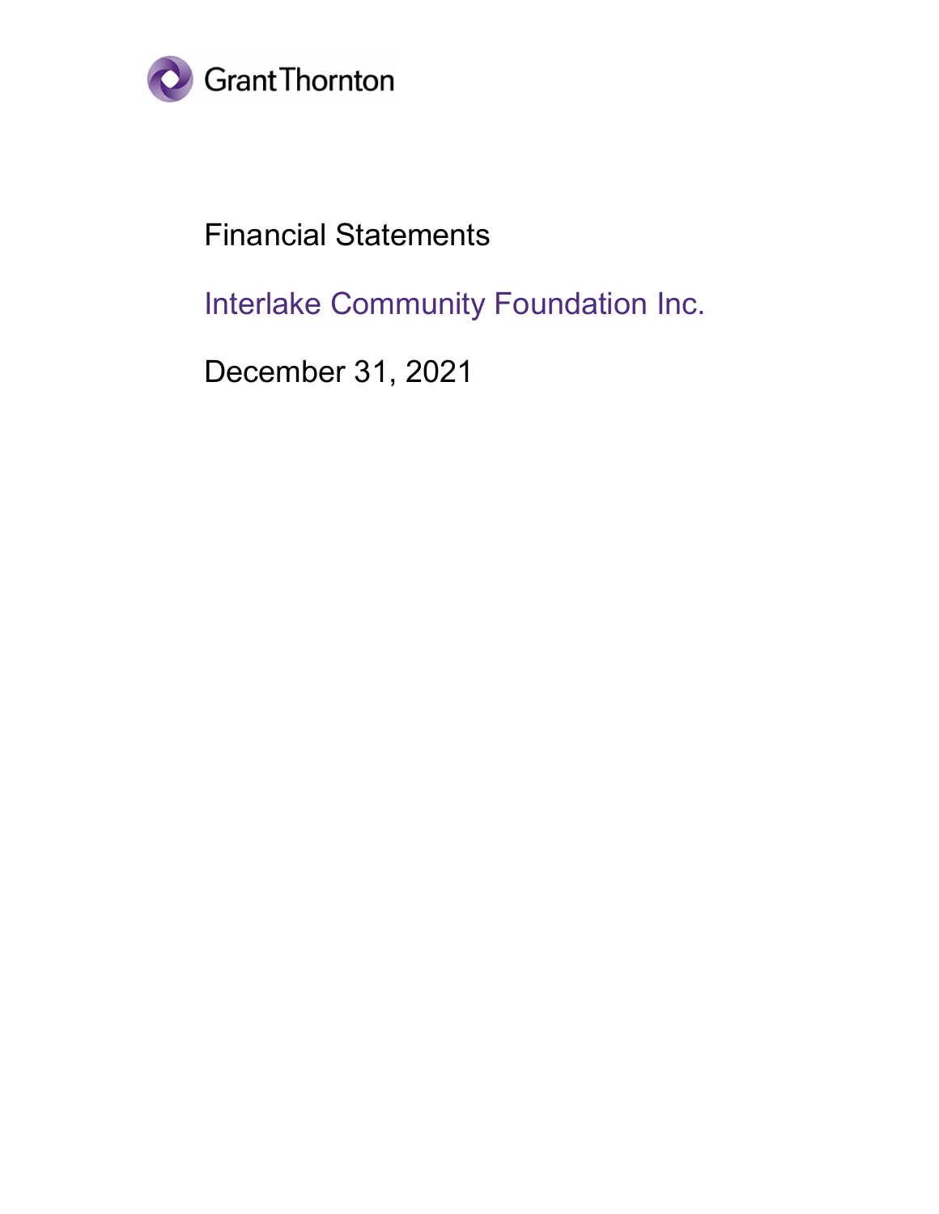Grant Thornton

# Financial Statements

## Interlake Community Foundation Inc.

December 31, 2021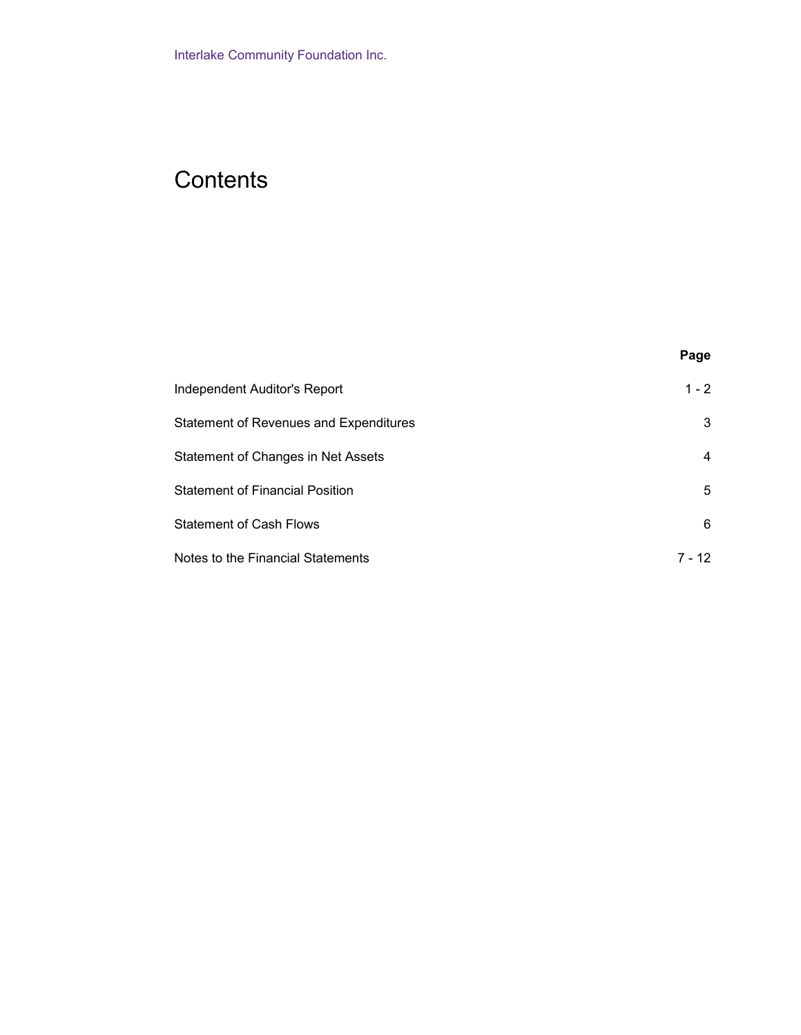Interlake Community Foundation Inc.

# Contents

| | Page |
|---|---|
| Independent Auditor's Report | 1 - 2 |
| Statement of Revenues and Expenditures | 3 |
| Statement of Changes in Net Assets | 4 |
| Statement of Financial Position | 5 |
| Statement of Cash Flows | 6 |
| Notes to the Financial Statements | 7 - 12 |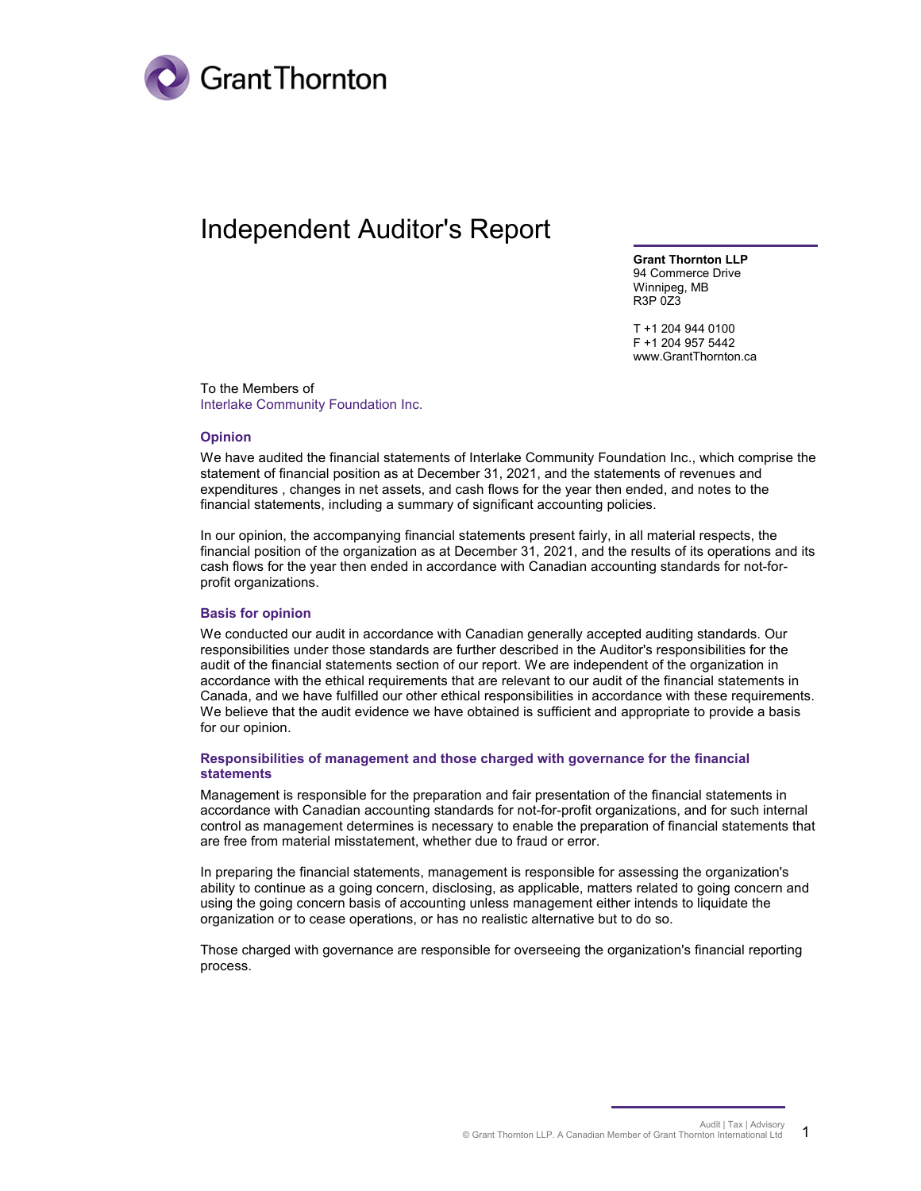# Independent Auditor's Report

**Grant Thornton LLP**
94 Commerce Drive
Winnipeg, MB
R3P 0Z3

T +1 204 944 0100
F +1 204 957 5442
www.GrantThornton.ca

To the Members of
Interlake Community Foundation Inc.

### Opinion

We have audited the financial statements of Interlake Community Foundation Inc., which comprise the statement of financial position as at December 31, 2021, and the statements of revenues and expenditures , changes in net assets, and cash flows for the year then ended, and notes to the financial statements, including a summary of significant accounting policies.

In our opinion, the accompanying financial statements present fairly, in all material respects, the financial position of the organization as at December 31, 2021, and the results of its operations and its cash flows for the year then ended in accordance with Canadian accounting standards for not-for-profit organizations.

### Basis for opinion

We conducted our audit in accordance with Canadian generally accepted auditing standards. Our responsibilities under those standards are further described in the Auditor's responsibilities for the audit of the financial statements section of our report. We are independent of the organization in accordance with the ethical requirements that are relevant to our audit of the financial statements in Canada, and we have fulfilled our other ethical responsibilities in accordance with these requirements. We believe that the audit evidence we have obtained is sufficient and appropriate to provide a basis for our opinion.

### Responsibilities of management and those charged with governance for the financial statements

Management is responsible for the preparation and fair presentation of the financial statements in accordance with Canadian accounting standards for not-for-profit organizations, and for such internal control as management determines is necessary to enable the preparation of financial statements that are free from material misstatement, whether due to fraud or error.

In preparing the financial statements, management is responsible for assessing the organization's ability to continue as a going concern, disclosing, as applicable, matters related to going concern and using the going concern basis of accounting unless management either intends to liquidate the organization or to cease operations, or has no realistic alternative but to do so.

Those charged with governance are responsible for overseeing the organization's financial reporting process.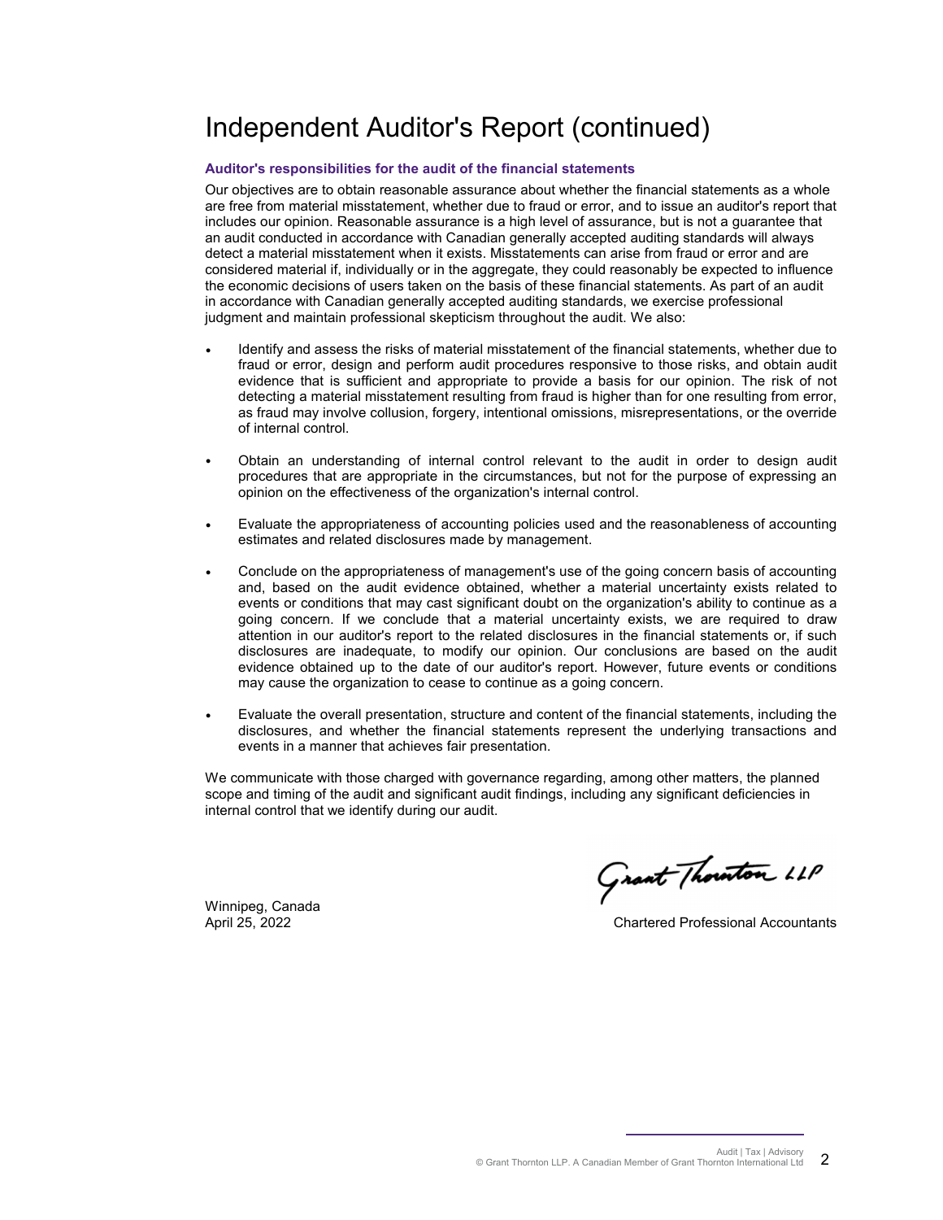# Independent Auditor's Report (continued)

**Auditor's responsibilities for the audit of the financial statements**

Our objectives are to obtain reasonable assurance about whether the financial statements as a whole are free from material misstatement, whether due to fraud or error, and to issue an auditor's report that includes our opinion. Reasonable assurance is a high level of assurance, but is not a guarantee that an audit conducted in accordance with Canadian generally accepted auditing standards will always detect a material misstatement when it exists. Misstatements can arise from fraud or error and are considered material if, individually or in the aggregate, they could reasonably be expected to influence the economic decisions of users taken on the basis of these financial statements. As part of an audit in accordance with Canadian generally accepted auditing standards, we exercise professional judgment and maintain professional skepticism throughout the audit. We also:

- Identify and assess the risks of material misstatement of the financial statements, whether due to fraud or error, design and perform audit procedures responsive to those risks, and obtain audit evidence that is sufficient and appropriate to provide a basis for our opinion. The risk of not detecting a material misstatement resulting from fraud is higher than for one resulting from error, as fraud may involve collusion, forgery, intentional omissions, misrepresentations, or the override of internal control.

- Obtain an understanding of internal control relevant to the audit in order to design audit procedures that are appropriate in the circumstances, but not for the purpose of expressing an opinion on the effectiveness of the organization's internal control.

- Evaluate the appropriateness of accounting policies used and the reasonableness of accounting estimates and related disclosures made by management.

- Conclude on the appropriateness of management's use of the going concern basis of accounting and, based on the audit evidence obtained, whether a material uncertainty exists related to events or conditions that may cast significant doubt on the organization's ability to continue as a going concern. If we conclude that a material uncertainty exists, we are required to draw attention in our auditor's report to the related disclosures in the financial statements or, if such disclosures are inadequate, to modify our opinion. Our conclusions are based on the audit evidence obtained up to the date of our auditor's report. However, future events or conditions may cause the organization to cease to continue as a going concern.

- Evaluate the overall presentation, structure and content of the financial statements, including the disclosures, and whether the financial statements represent the underlying transactions and events in a manner that achieves fair presentation.

We communicate with those charged with governance regarding, among other matters, the planned scope and timing of the audit and significant audit findings, including any significant deficiencies in internal control that we identify during our audit.

Grant Thornton LLP

Winnipeg, Canada
April 25, 2022

Chartered Professional Accountants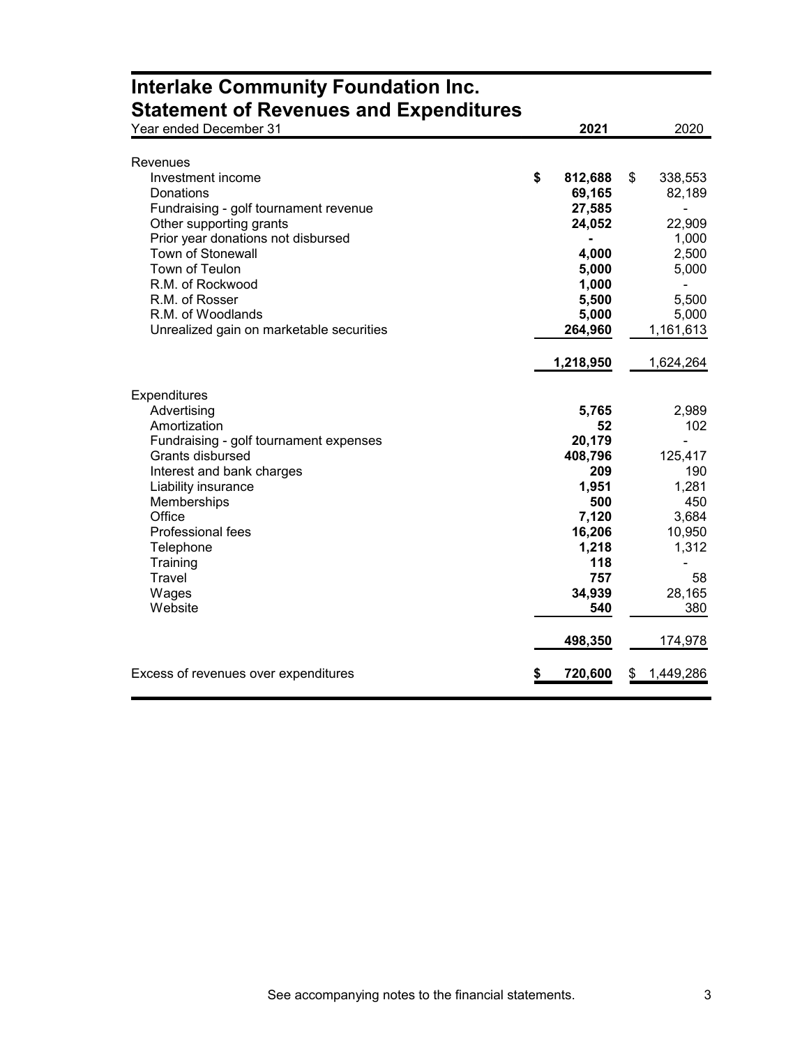# Interlake Community Foundation Inc.
# Statement of Revenues and Expenditures

| Year ended December 31 | 2021 | 2020 |
|---|---|---|
| **Revenues** | | |
| Investment income | $ 812,688 | $ 338,553 |
| Donations | 69,165 | 82,189 |
| Fundraising - golf tournament revenue | 27,585 | - |
| Other supporting grants | 24,052 | 22,909 |
| Prior year donations not disbursed | - | 1,000 |
| Town of Stonewall | 4,000 | 2,500 |
| Town of Teulon | 5,000 | 5,000 |
| R.M. of Rockwood | 1,000 | - |
| R.M. of Rosser | 5,500 | 5,500 |
| R.M. of Woodlands | 5,000 | 5,000 |
| Unrealized gain on marketable securities | 264,960 | 1,161,613 |
| | 1,218,950 | 1,624,264 |
| **Expenditures** | | |
| Advertising | 5,765 | 2,989 |
| Amortization | 52 | 102 |
| Fundraising - golf tournament expenses | 20,179 | - |
| Grants disbursed | 408,796 | 125,417 |
| Interest and bank charges | 209 | 190 |
| Liability insurance | 1,951 | 1,281 |
| Memberships | 500 | 450 |
| Office | 7,120 | 3,684 |
| Professional fees | 16,206 | 10,950 |
| Telephone | 1,218 | 1,312 |
| Training | 118 | - |
| Travel | 757 | 58 |
| Wages | 34,939 | 28,165 |
| Website | 540 | 380 |
| | 498,350 | 174,978 |
| Excess of revenues over expenditures | $ 720,600 | $ 1,449,286 |

See accompanying notes to the financial statements.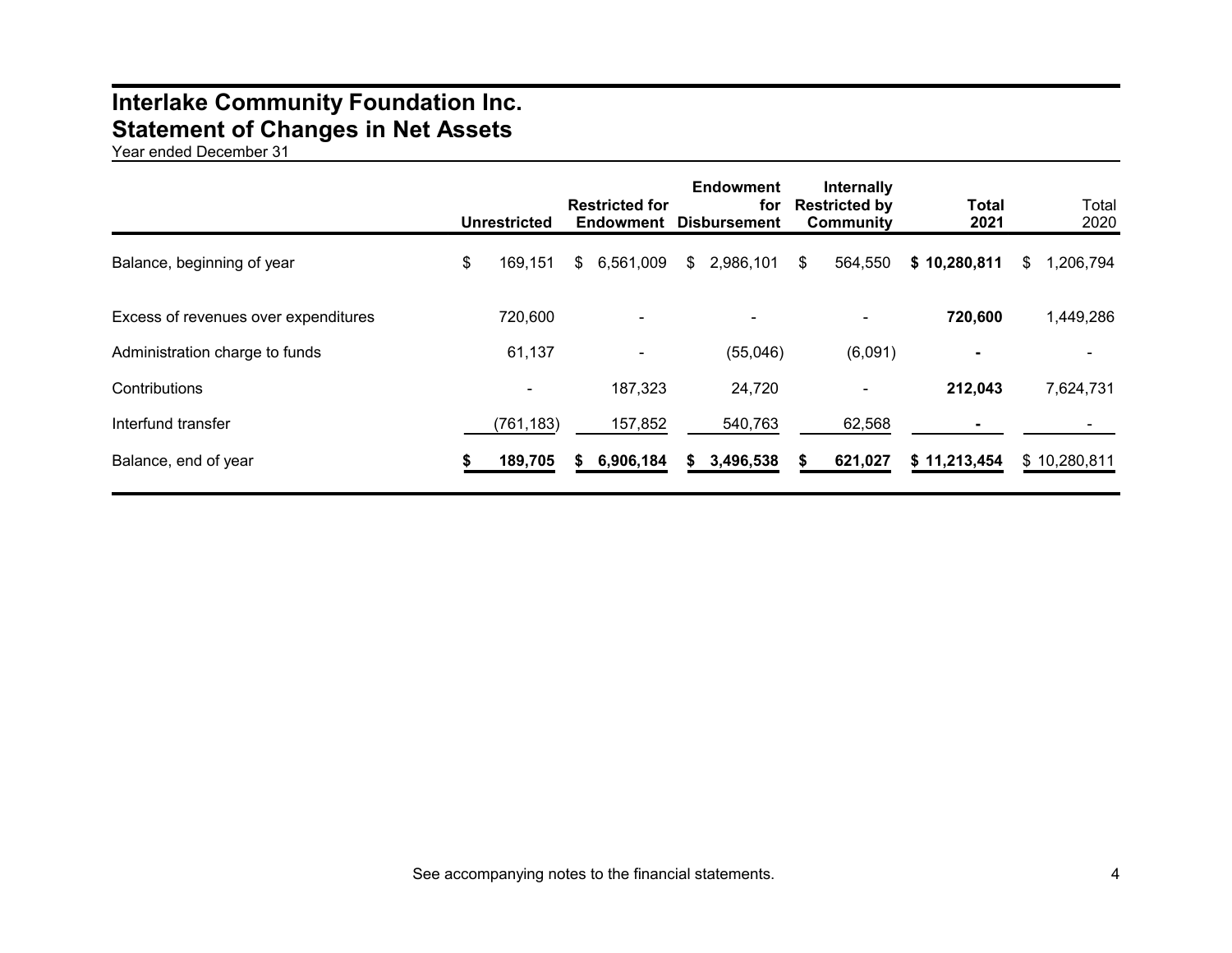# Interlake Community Foundation Inc.
# Statement of Changes in Net Assets

Year ended December 31

| | Unrestricted | Restricted for Endowment | Endowment for Disbursement | Internally Restricted by Community | **Total 2021** | Total 2020 |
|---|---|---|---|---|---|---|
| Balance, beginning of year | $ 169,151 | $ 6,561,009 | $ 2,986,101 | $ 564,550 | **$ 10,280,811** | $ 1,206,794 |
| Excess of revenues over expenditures | 720,600 | - | - | - | **720,600** | 1,449,286 |
| Administration charge to funds | 61,137 | - | (55,046) | (6,091) | **-** | - |
| Contributions | - | 187,323 | 24,720 | - | **212,043** | 7,624,731 |
| Interfund transfer | (761,183) | 157,852 | 540,763 | 62,568 | **-** | - |
| Balance, end of year | **$ 189,705** | **$ 6,906,184** | **$ 3,496,538** | **$ 621,027** | **$ 11,213,454** | $ 10,280,811 |

See accompanying notes to the financial statements.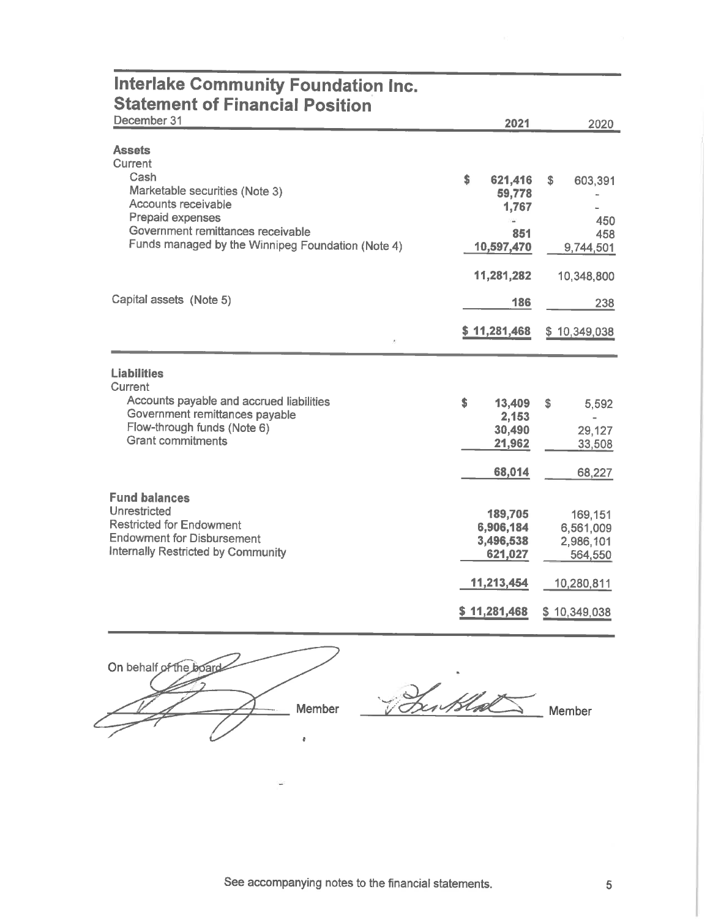# Interlake Community Foundation Inc.
## Statement of Financial Position

| December 31 | 2021 | 2020 |
|---|---|---|
| **Assets** | | |
| Current | | |
| Cash | $ 621,416 | $ 603,391 |
| Marketable securities (Note 3) | 59,778 | - |
| Accounts receivable | 1,767 | - |
| Prepaid expenses | - | 450 |
| Government remittances receivable | 851 | 458 |
| Funds managed by the Winnipeg Foundation (Note 4) | 10,597,470 | 9,744,501 |
| | 11,281,282 | 10,348,800 |
| Capital assets (Note 5) | 186 | 238 |
| | $ 11,281,468 | $ 10,349,038 |
| **Liabilities** | | |
| Current | | |
| Accounts payable and accrued liabilities | $ 13,409 | $ 5,592 |
| Government remittances payable | 2,153 | - |
| Flow-through funds (Note 6) | 30,490 | 29,127 |
| Grant commitments | 21,962 | 33,508 |
| | 68,014 | 68,227 |
| **Fund balances** | | |
| Unrestricted | 189,705 | 169,151 |
| Restricted for Endowment | 6,906,184 | 6,561,009 |
| Endowment for Disbursement | 3,496,538 | 2,986,101 |
| Internally Restricted by Community | 621,027 | 564,550 |
| | 11,213,454 | 10,280,811 |
| | $ 11,281,468 | $ 10,349,038 |

On behalf of the board

_______________ Member _______________ Member

See accompanying notes to the financial statements.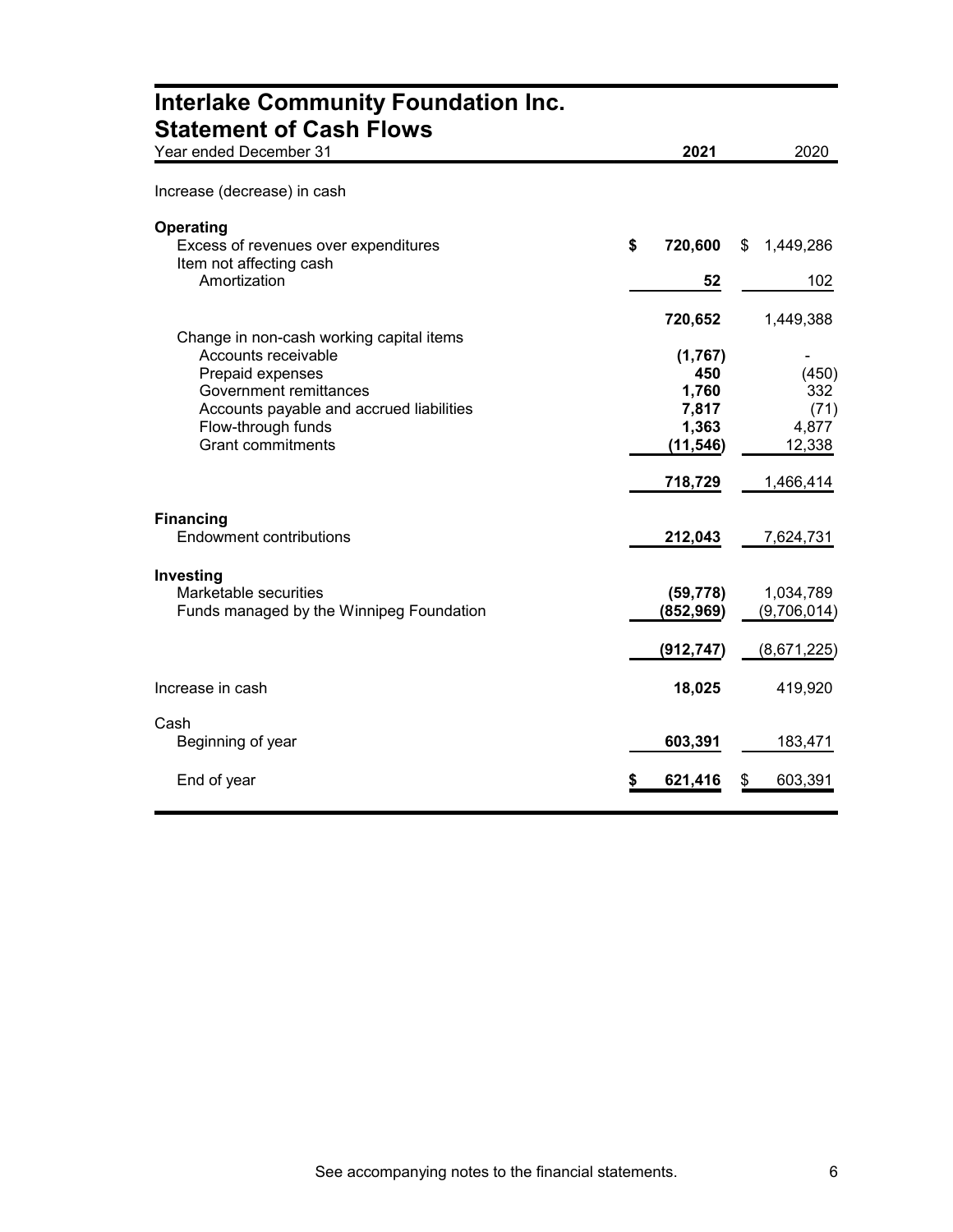# Interlake Community Foundation Inc.
## Statement of Cash Flows

| Year ended December 31 | 2021 | 2020 |
|---|---|---|
| Increase (decrease) in cash | | |
| **Operating** | | |
| Excess of revenues over expenditures | $ 720,600 | $ 1,449,286 |
| Item not affecting cash | | |
| Amortization | 52 | 102 |
| | 720,652 | 1,449,388 |
| Change in non-cash working capital items | | |
| Accounts receivable | (1,767) | - |
| Prepaid expenses | 450 | (450) |
| Government remittances | 1,760 | 332 |
| Accounts payable and accrued liabilities | 7,817 | (71) |
| Flow-through funds | 1,363 | 4,877 |
| Grant commitments | (11,546) | 12,338 |
| | 718,729 | 1,466,414 |
| **Financing** | | |
| Endowment contributions | 212,043 | 7,624,731 |
| **Investing** | | |
| Marketable securities | (59,778) | 1,034,789 |
| Funds managed by the Winnipeg Foundation | (852,969) | (9,706,014) |
| | (912,747) | (8,671,225) |
| Increase in cash | 18,025 | 419,920 |
| Cash | | |
| Beginning of year | 603,391 | 183,471 |
| End of year | $ 621,416 | $ 603,391 |

See accompanying notes to the financial statements.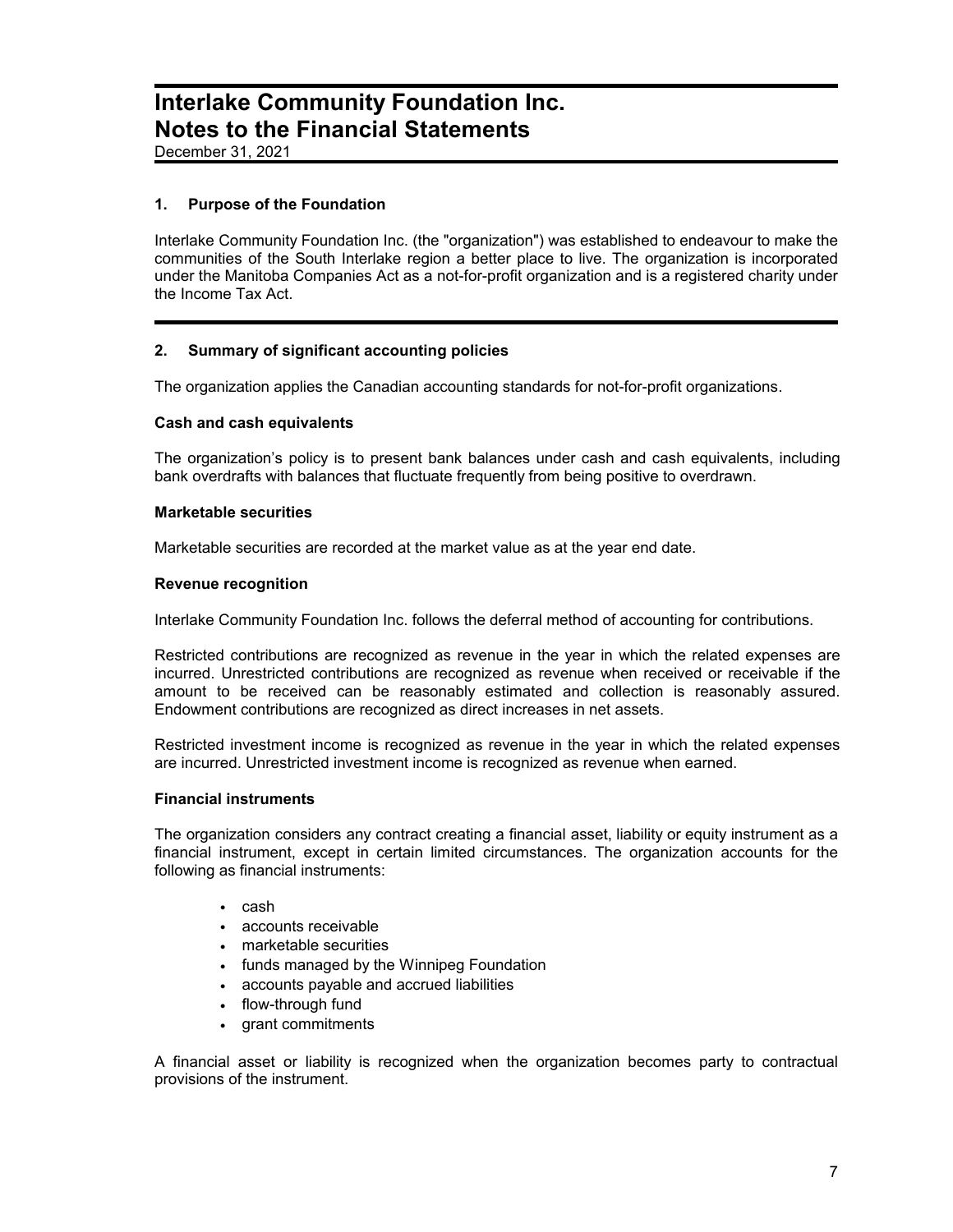# Interlake Community Foundation Inc.
# Notes to the Financial Statements

December 31, 2021

## 1. Purpose of the Foundation

Interlake Community Foundation Inc. (the "organization") was established to endeavour to make the communities of the South Interlake region a better place to live. The organization is incorporated under the Manitoba Companies Act as a not-for-profit organization and is a registered charity under the Income Tax Act.

## 2. Summary of significant accounting policies

The organization applies the Canadian accounting standards for not-for-profit organizations.

### Cash and cash equivalents

The organization's policy is to present bank balances under cash and cash equivalents, including bank overdrafts with balances that fluctuate frequently from being positive to overdrawn.

### Marketable securities

Marketable securities are recorded at the market value as at the year end date.

### Revenue recognition

Interlake Community Foundation Inc. follows the deferral method of accounting for contributions.

Restricted contributions are recognized as revenue in the year in which the related expenses are incurred. Unrestricted contributions are recognized as revenue when received or receivable if the amount to be received can be reasonably estimated and collection is reasonably assured. Endowment contributions are recognized as direct increases in net assets.

Restricted investment income is recognized as revenue in the year in which the related expenses are incurred. Unrestricted investment income is recognized as revenue when earned.

### Financial instruments

The organization considers any contract creating a financial asset, liability or equity instrument as a financial instrument, except in certain limited circumstances. The organization accounts for the following as financial instruments:

- cash
- accounts receivable
- marketable securities
- funds managed by the Winnipeg Foundation
- accounts payable and accrued liabilities
- flow-through fund
- grant commitments

A financial asset or liability is recognized when the organization becomes party to contractual provisions of the instrument.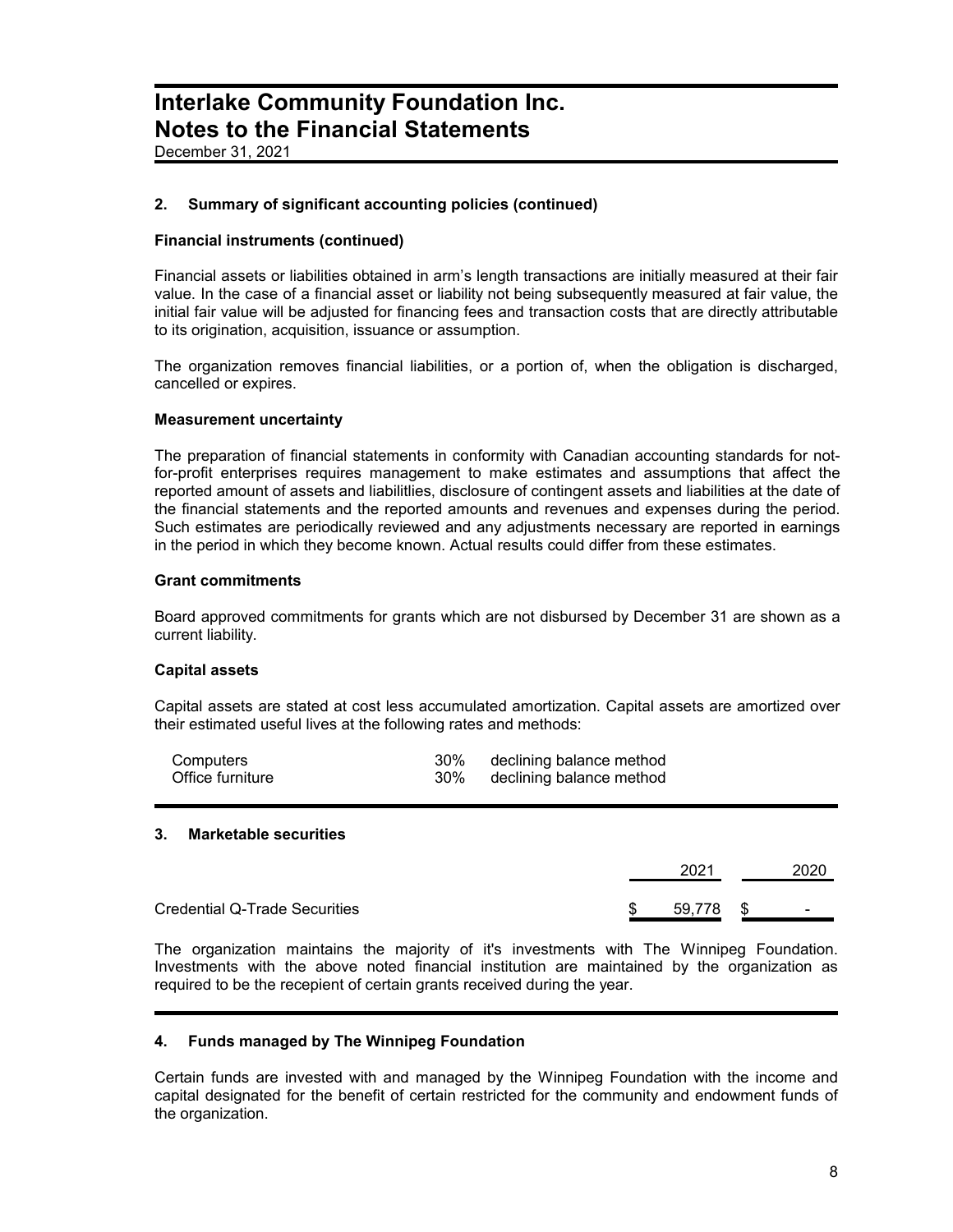# Interlake Community Foundation Inc.
# Notes to the Financial Statements

December 31, 2021

## 2. Summary of significant accounting policies (continued)

### Financial instruments (continued)

Financial assets or liabilities obtained in arm's length transactions are initially measured at their fair value. In the case of a financial asset or liability not being subsequently measured at fair value, the initial fair value will be adjusted for financing fees and transaction costs that are directly attributable to its origination, acquisition, issuance or assumption.

The organization removes financial liabilities, or a portion of, when the obligation is discharged, cancelled or expires.

### Measurement uncertainty

The preparation of financial statements in conformity with Canadian accounting standards for not-for-profit enterprises requires management to make estimates and assumptions that affect the reported amount of assets and liabilitlies, disclosure of contingent assets and liabilities at the date of the financial statements and the reported amounts and revenues and expenses during the period. Such estimates are periodically reviewed and any adjustments necessary are reported in earnings in the period in which they become known. Actual results could differ from these estimates.

### Grant commitments

Board approved commitments for grants which are not disbursed by December 31 are shown as a current liability.

### Capital assets

Capital assets are stated at cost less accumulated amortization. Capital assets are amortized over their estimated useful lives at the following rates and methods:

| | | |
|---|---|---|
| Computers | 30% | declining balance method |
| Office furniture | 30% | declining balance method |

## 3. Marketable securities

| | 2021 | 2020 |
|---|---|---|
| Credential Q-Trade Securities | $ 59,778 | $ - |

The organization maintains the majority of it's investments with The Winnipeg Foundation. Investments with the above noted financial institution are maintained by the organization as required to be the recepient of certain grants received during the year.

## 4. Funds managed by The Winnipeg Foundation

Certain funds are invested with and managed by the Winnipeg Foundation with the income and capital designated for the benefit of certain restricted for the community and endowment funds of the organization.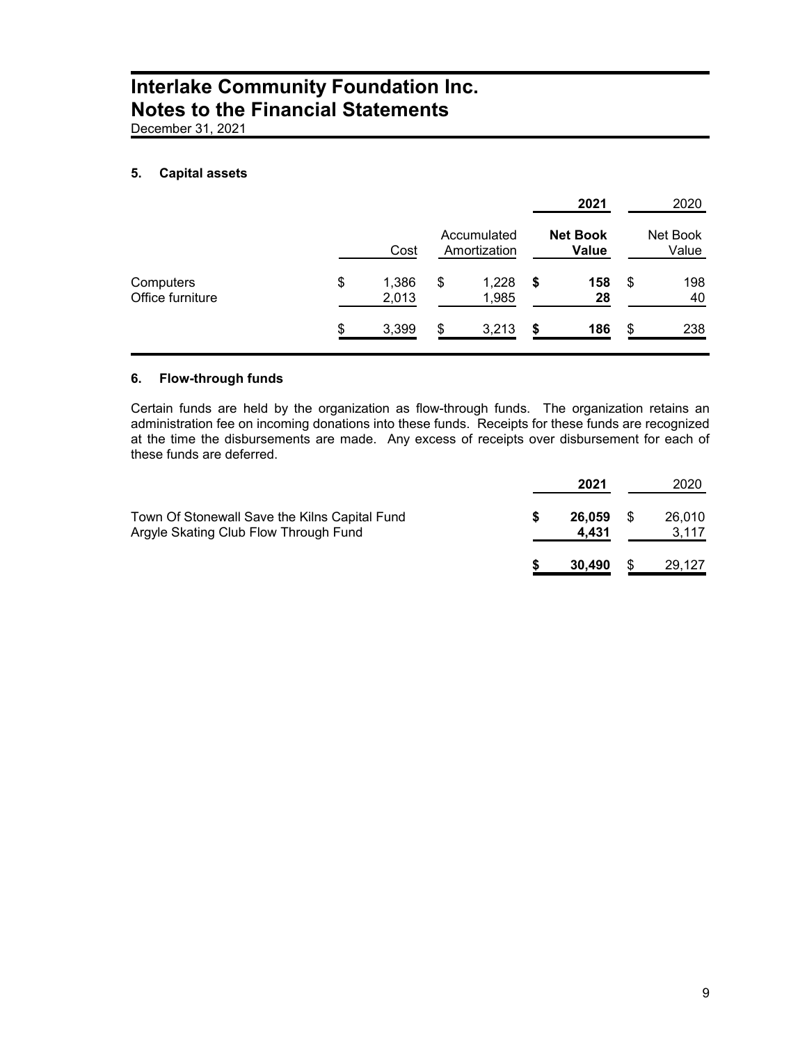# Interlake Community Foundation Inc.
# Notes to the Financial Statements

December 31, 2021

### 5. Capital assets

| | | | 2021 | 2020 |
|---|---|---|---|---|
| | Cost | Accumulated Amortization | **Net Book Value** | Net Book Value |
| Computers | $ 1,386 | $ 1,228 | **$ 158** | $ 198 |
| Office furniture | 2,013 | 1,985 | **28** | 40 |
| | $ 3,399 | $ 3,213 | **$ 186** | $ 238 |

### 6. Flow-through funds

Certain funds are held by the organization as flow-through funds. The organization retains an administration fee on incoming donations into these funds. Receipts for these funds are recognized at the time the disbursements are made. Any excess of receipts over disbursement for each of these funds are deferred.

| | **2021** | 2020 |
|---|---|---|
| Town Of Stonewall Save the Kilns Capital Fund | **$ 26,059** | $ 26,010 |
| Argyle Skating Club Flow Through Fund | **4,431** | 3,117 |
| | **$ 30,490** | $ 29,127 |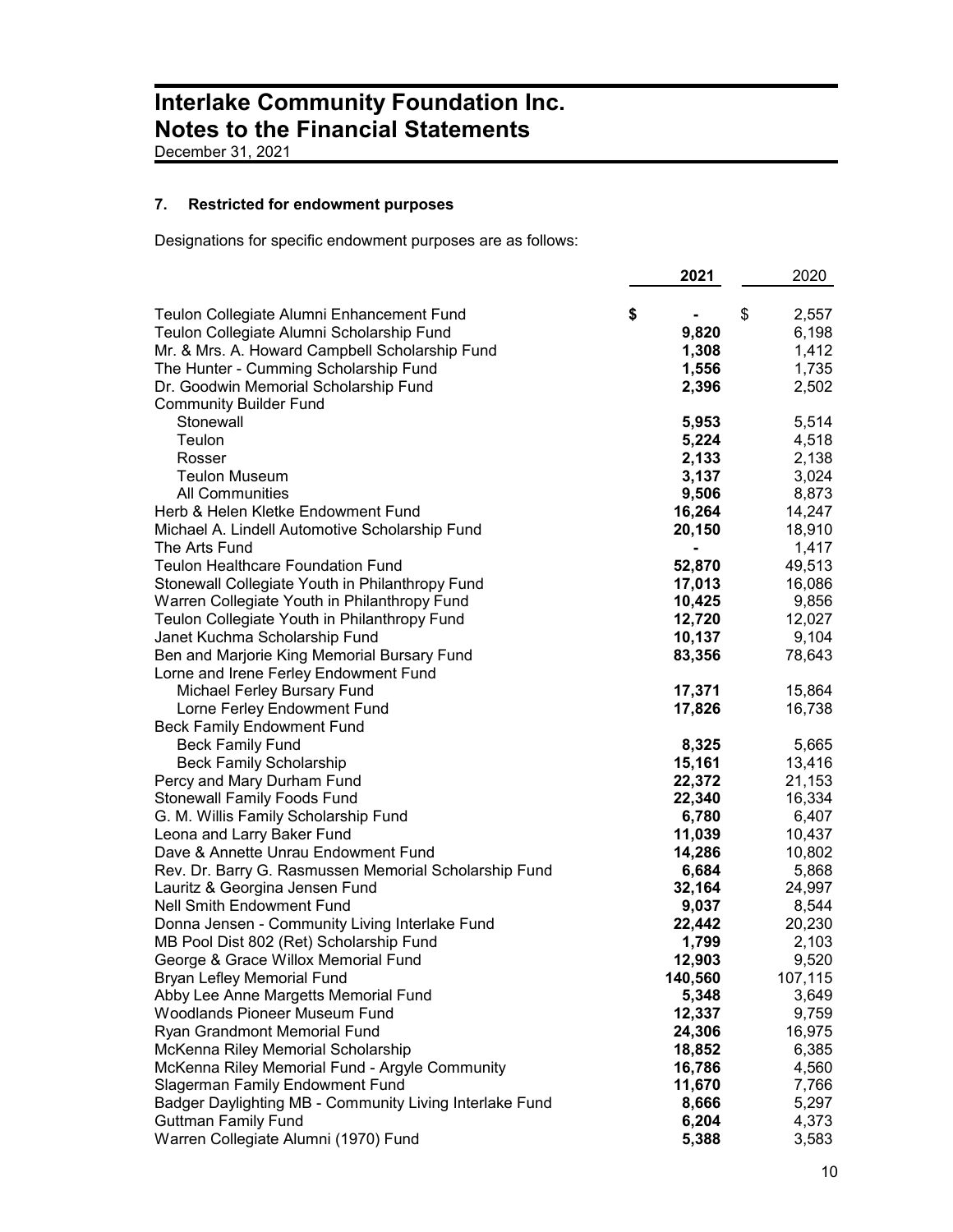# Interlake Community Foundation Inc.
# Notes to the Financial Statements

December 31, 2021

## 7. Restricted for endowment purposes

Designations for specific endowment purposes are as follows:

| | **2021** | 2020 |
|---|---|---|
| Teulon Collegiate Alumni Enhancement Fund | **$ -** | $ 2,557 |
| Teulon Collegiate Alumni Scholarship Fund | **9,820** | 6,198 |
| Mr. & Mrs. A. Howard Campbell Scholarship Fund | **1,308** | 1,412 |
| The Hunter - Cumming Scholarship Fund | **1,556** | 1,735 |
| Dr. Goodwin Memorial Scholarship Fund | **2,396** | 2,502 |
| Community Builder Fund | | |
| Stonewall | **5,953** | 5,514 |
| Teulon | **5,224** | 4,518 |
| Rosser | **2,133** | 2,138 |
| Teulon Museum | **3,137** | 3,024 |
| All Communities | **9,506** | 8,873 |
| Herb & Helen Kletke Endowment Fund | **16,264** | 14,247 |
| Michael A. Lindell Automotive Scholarship Fund | **20,150** | 18,910 |
| The Arts Fund | **-** | 1,417 |
| Teulon Healthcare Foundation Fund | **52,870** | 49,513 |
| Stonewall Collegiate Youth in Philanthropy Fund | **17,013** | 16,086 |
| Warren Collegiate Youth in Philanthropy Fund | **10,425** | 9,856 |
| Teulon Collegiate Youth in Philanthropy Fund | **12,720** | 12,027 |
| Janet Kuchma Scholarship Fund | **10,137** | 9,104 |
| Ben and Marjorie King Memorial Bursary Fund | **83,356** | 78,643 |
| Lorne and Irene Ferley Endowment Fund | | |
| Michael Ferley Bursary Fund | **17,371** | 15,864 |
| Lorne Ferley Endowment Fund | **17,826** | 16,738 |
| Beck Family Endowment Fund | | |
| Beck Family Fund | **8,325** | 5,665 |
| Beck Family Scholarship | **15,161** | 13,416 |
| Percy and Mary Durham Fund | **22,372** | 21,153 |
| Stonewall Family Foods Fund | **22,340** | 16,334 |
| G. M. Willis Family Scholarship Fund | **6,780** | 6,407 |
| Leona and Larry Baker Fund | **11,039** | 10,437 |
| Dave & Annette Unrau Endowment Fund | **14,286** | 10,802 |
| Rev. Dr. Barry G. Rasmussen Memorial Scholarship Fund | **6,684** | 5,868 |
| Lauritz & Georgina Jensen Fund | **32,164** | 24,997 |
| Nell Smith Endowment Fund | **9,037** | 8,544 |
| Donna Jensen - Community Living Interlake Fund | **22,442** | 20,230 |
| MB Pool Dist 802 (Ret) Scholarship Fund | **1,799** | 2,103 |
| George & Grace Willox Memorial Fund | **12,903** | 9,520 |
| Bryan Lefley Memorial Fund | **140,560** | 107,115 |
| Abby Lee Anne Margetts Memorial Fund | **5,348** | 3,649 |
| Woodlands Pioneer Museum Fund | **12,337** | 9,759 |
| Ryan Grandmont Memorial Fund | **24,306** | 16,975 |
| McKenna Riley Memorial Scholarship | **18,852** | 6,385 |
| McKenna Riley Memorial Fund - Argyle Community | **16,786** | 4,560 |
| Slagerman Family Endowment Fund | **11,670** | 7,766 |
| Badger Daylighting MB - Community Living Interlake Fund | **8,666** | 5,297 |
| Guttman Family Fund | **6,204** | 4,373 |
| Warren Collegiate Alumni (1970) Fund | **5,388** | 3,583 |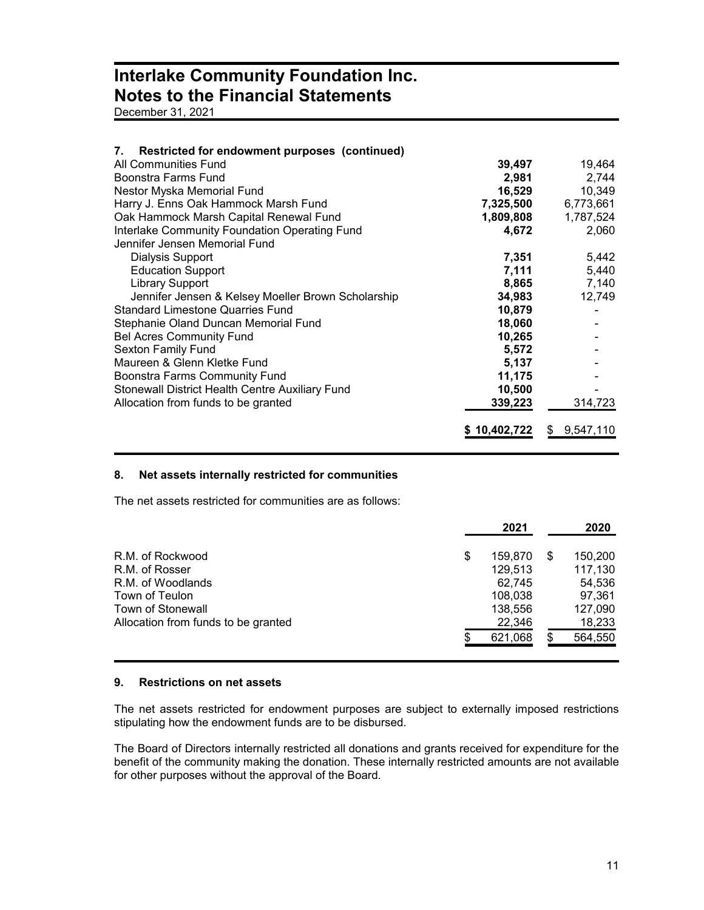# Interlake Community Foundation Inc.
# Notes to the Financial Statements

December 31, 2021

## 7. Restricted for endowment purposes (continued)

| | | |
|---|---|---|
| All Communities Fund | **39,497** | 19,464 |
| Boonstra Farms Fund | **2,981** | 2,744 |
| Nestor Myska Memorial Fund | **16,529** | 10,349 |
| Harry J. Enns Oak Hammock Marsh Fund | **7,325,500** | 6,773,661 |
| Oak Hammock Marsh Capital Renewal Fund | **1,809,808** | 1,787,524 |
| Interlake Community Foundation Operating Fund | **4,672** | 2,060 |
| Jennifer Jensen Memorial Fund | | |
| Dialysis Support | **7,351** | 5,442 |
| Education Support | **7,111** | 5,440 |
| Library Support | **8,865** | 7,140 |
| Jennifer Jensen & Kelsey Moeller Brown Scholarship | **34,983** | 12,749 |
| Standard Limestone Quarries Fund | **10,879** | - |
| Stephanie Oland Duncan Memorial Fund | **18,060** | - |
| Bel Acres Community Fund | **10,265** | - |
| Sexton Family Fund | **5,572** | - |
| Maureen & Glenn Kletke Fund | **5,137** | - |
| Boonstra Farms Community Fund | **11,175** | - |
| Stonewall District Health Centre Auxiliary Fund | **10,500** | - |
| Allocation from funds to be granted | **339,223** | 314,723 |
| | **$ 10,402,722** | $ 9,547,110 |

## 8. Net assets internally restricted for communities

The net assets restricted for communities are as follows:

| | 2021 | 2020 |
|---|---|---|
| R.M. of Rockwood | $ 159,870 | $ 150,200 |
| R.M. of Rosser | 129,513 | 117,130 |
| R.M. of Woodlands | 62,745 | 54,536 |
| Town of Teulon | 108,038 | 97,361 |
| Town of Stonewall | 138,556 | 127,090 |
| Allocation from funds to be granted | 22,346 | 18,233 |
| | $ 621,068 | $ 564,550 |

## 9. Restrictions on net assets

The net assets restricted for endowment purposes are subject to externally imposed restrictions stipulating how the endowment funds are to be disbursed.

The Board of Directors internally restricted all donations and grants received for expenditure for the benefit of the community making the donation. These internally restricted amounts are not available for other purposes without the approval of the Board.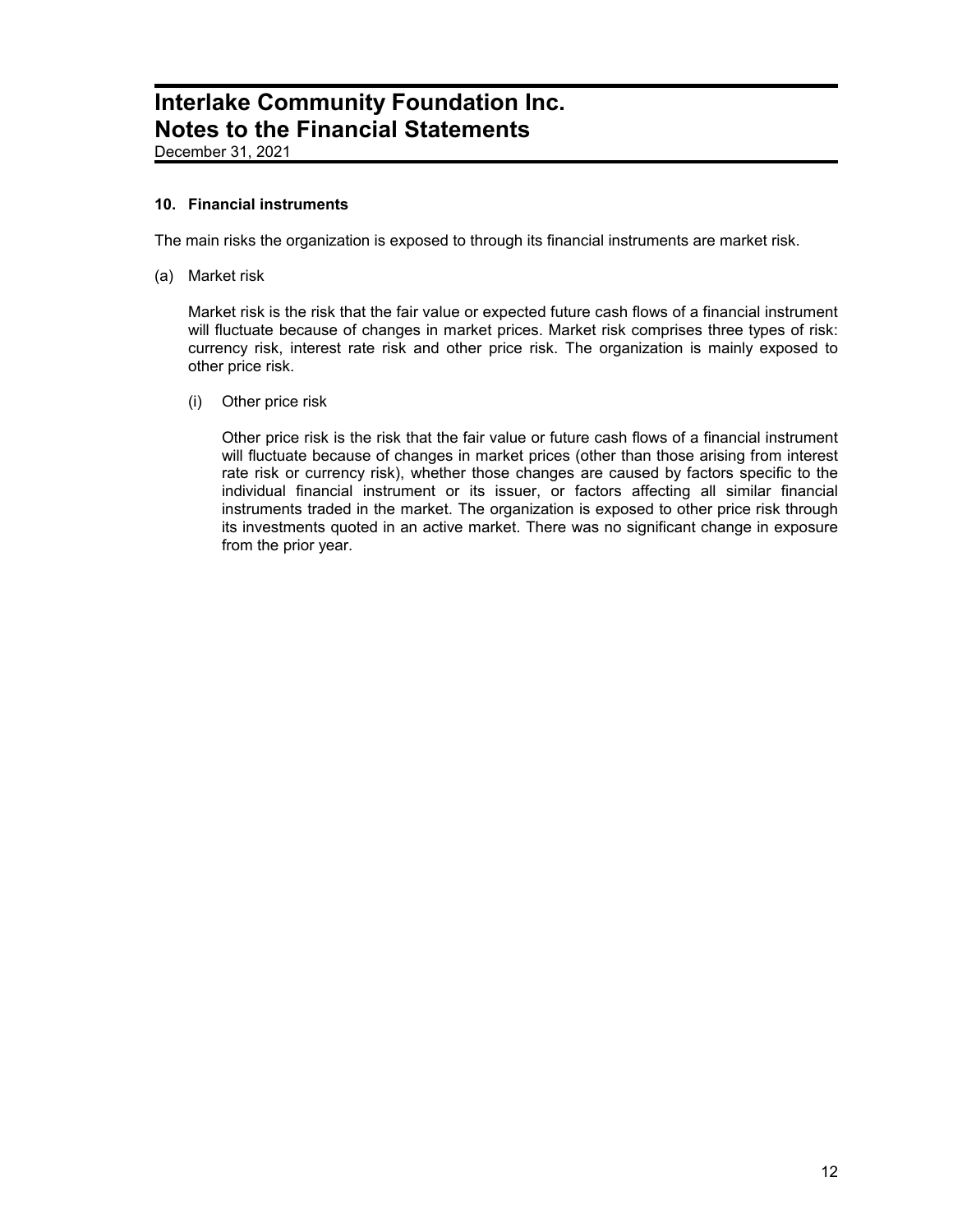### 10. Financial instruments

The main risks the organization is exposed to through its financial instruments are market risk.

(a) Market risk

Market risk is the risk that the fair value or expected future cash flows of a financial instrument will fluctuate because of changes in market prices. Market risk comprises three types of risk: currency risk, interest rate risk and other price risk. The organization is mainly exposed to other price risk.

(i) Other price risk

Other price risk is the risk that the fair value or future cash flows of a financial instrument will fluctuate because of changes in market prices (other than those arising from interest rate risk or currency risk), whether those changes are caused by factors specific to the individual financial instrument or its issuer, or factors affecting all similar financial instruments traded in the market. The organization is exposed to other price risk through its investments quoted in an active market. There was no significant change in exposure from the prior year.